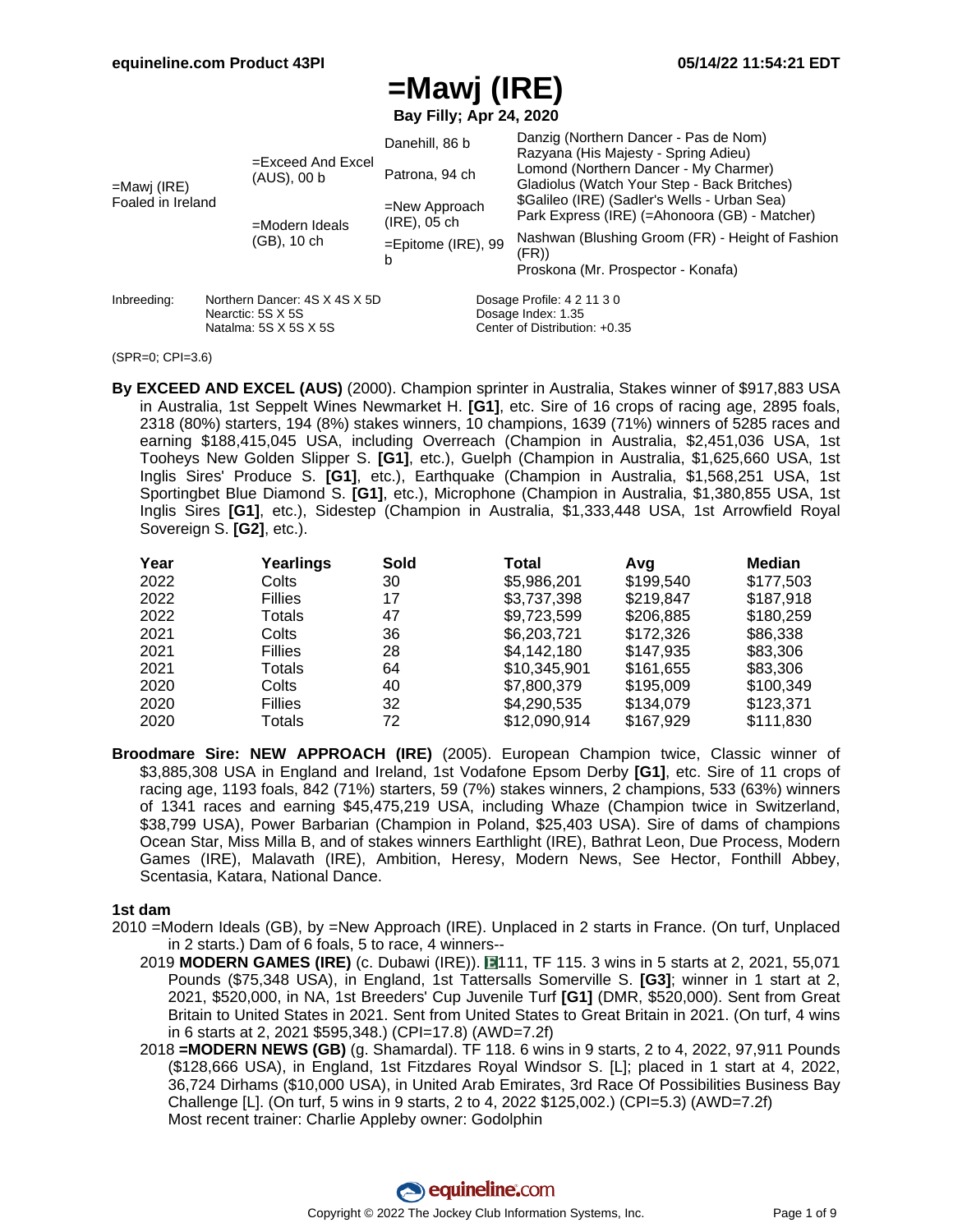# =Mawj (IRE)

**Bay Filly; Apr 24, 2020**

| | | | |
|---|---|---|---|
| =Mawj (IRE) Foaled in Ireland | =Exceed And Excel (AUS), 00 b | Danehill, 86 b | Danzig (Northern Dancer - Pas de Nom) |
| | | | Razyana (His Majesty - Spring Adieu) |
| | | Patrona, 94 ch | Lomond (Northern Dancer - My Charmer) |
| | | | Gladiolus (Watch Your Step - Back Britches) |
| | =Modern Ideals (GB), 10 ch | =New Approach (IRE), 05 ch | $Galileo (IRE) (Sadler's Wells - Urban Sea) |
| | | | Park Express (IRE) (=Ahonoora (GB) - Matcher) |
| | | =Epitome (IRE), 99 b | Nashwan (Blushing Groom (FR) - Height of Fashion (FR)) |
| | | | Proskona (Mr. Prospector - Konafa) |

Inbreeding: Northern Dancer: 4S X 4S X 5D
Nearctic: 5S X 5S
Natalma: 5S X 5S X 5S

Dosage Profile: 4 2 11 3 0
Dosage Index: 1.35
Center of Distribution: +0.35

(SPR=0; CPI=3.6)

**By EXCEED AND EXCEL (AUS)** (2000). Champion sprinter in Australia, Stakes winner of $917,883 USA in Australia, 1st Seppelt Wines Newmarket H. **[G1]**, etc. Sire of 16 crops of racing age, 2895 foals, 2318 (80%) starters, 194 (8%) stakes winners, 10 champions, 1639 (71%) winners of 5285 races and earning $188,415,045 USA, including Overreach (Champion in Australia, $2,451,036 USA, 1st Tooheys New Golden Slipper S. **[G1]**, etc.), Guelph (Champion in Australia, $1,625,660 USA, 1st Inglis Sires' Produce S. **[G1]**, etc.), Earthquake (Champion in Australia, $1,568,251 USA, 1st Sportingbet Blue Diamond S. **[G1]**, etc.), Microphone (Champion in Australia, $1,380,855 USA, 1st Inglis Sires **[G1]**, etc.), Sidestep (Champion in Australia, $1,333,448 USA, 1st Arrowfield Royal Sovereign S. **[G2]**, etc.).

| Year | Yearlings | Sold | Total | Avg | Median |
|---|---|---|---|---|---|
| 2022 | Colts | 30 | $5,986,201 | $199,540 | $177,503 |
| 2022 | Fillies | 17 | $3,737,398 | $219,847 | $187,918 |
| 2022 | Totals | 47 | $9,723,599 | $206,885 | $180,259 |
| 2021 | Colts | 36 | $6,203,721 | $172,326 | $86,338 |
| 2021 | Fillies | 28 | $4,142,180 | $147,935 | $83,306 |
| 2021 | Totals | 64 | $10,345,901 | $161,655 | $83,306 |
| 2020 | Colts | 40 | $7,800,379 | $195,009 | $100,349 |
| 2020 | Fillies | 32 | $4,290,535 | $134,079 | $123,371 |
| 2020 | Totals | 72 | $12,090,914 | $167,929 | $111,830 |

**Broodmare Sire: NEW APPROACH (IRE)** (2005). European Champion twice, Classic winner of $3,885,308 USA in England and Ireland, 1st Vodafone Epsom Derby **[G1]**, etc. Sire of 11 crops of racing age, 1193 foals, 842 (71%) starters, 59 (7%) stakes winners, 2 champions, 533 (63%) winners of 1341 races and earning $45,475,219 USA, including Whaze (Champion twice in Switzerland, $38,799 USA), Power Barbarian (Champion in Poland, $25,403 USA). Sire of dams of champions Ocean Star, Miss Milla B, and of stakes winners Earthlight (IRE), Bathrat Leon, Due Process, Modern Games (IRE), Malavath (IRE), Ambition, Heresy, Modern News, See Hector, Fonthill Abbey, Scentasia, Katara, National Dance.

### 1st dam

2010 =Modern Ideals (GB), by =New Approach (IRE). Unplaced in 2 starts in France. (On turf, Unplaced in 2 starts.) Dam of 6 foals, 5 to race, 4 winners--

- 2019 **MODERN GAMES (IRE)** (c. Dubawi (IRE)). E111, TF 115. 3 wins in 5 starts at 2, 2021, 55,071 Pounds ($75,348 USA), in England, 1st Tattersalls Somerville S. **[G3]**; winner in 1 start at 2, 2021, $520,000, in NA, 1st Breeders' Cup Juvenile Turf **[G1]** (DMR, $520,000). Sent from Great Britain to United States in 2021. Sent from United States to Great Britain in 2021. (On turf, 4 wins in 6 starts at 2, 2021 $595,348.) (CPI=17.8) (AWD=7.2f)
- 2018 **=MODERN NEWS (GB)** (g. Shamardal). TF 118. 6 wins in 9 starts, 2 to 4, 2022, 97,911 Pounds ($128,666 USA), in England, 1st Fitzdares Royal Windsor S. [L]; placed in 1 start at 4, 2022, 36,724 Dirhams ($10,000 USA), in United Arab Emirates, 3rd Race Of Possibilities Business Bay Challenge [L]. (On turf, 5 wins in 9 starts, 2 to 4, 2022 $125,002.) (CPI=5.3) (AWD=7.2f)
  Most recent trainer: Charlie Appleby owner: Godolphin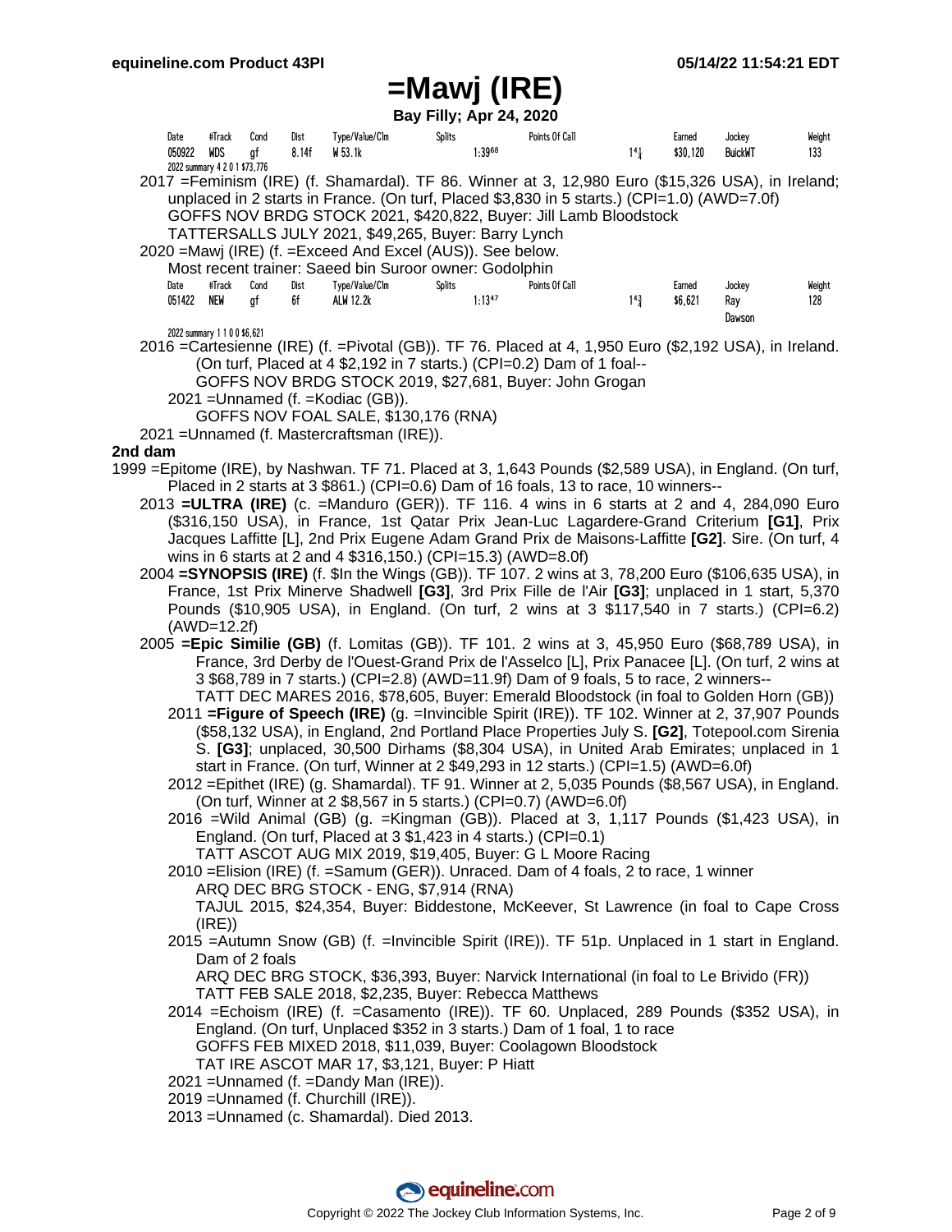# =Mawj (IRE)

**Bay Filly; Apr 24, 2020**

| Date | #Track | Cond | Dist | Type/Value/Clm | Splits | | Points Of Call | | Earned | Jockey | Weight |
|---|---|---|---|---|---|---|---|---|---|---|---|
| 050922 | WDS | gf | 8.14f | W 53.1k | | 1:39⁶⁸ | | $1^{4\frac{1}{4}}$ | $30,120 | BuickWT | 133 |

2022 summary 4 2 0 1 $73,776

2017 =Feminism (IRE) (f. Shamardal). TF 86. Winner at 3, 12,980 Euro ($15,326 USA), in Ireland; unplaced in 2 starts in France. (On turf, Placed $3,830 in 5 starts.) (CPI=1.0) (AWD=7.0f)
GOFFS NOV BRDG STOCK 2021, $420,822, Buyer: Jill Lamb Bloodstock
TATTERSALLS JULY 2021, $49,265, Buyer: Barry Lynch

2020 =Mawj (IRE) (f. =Exceed And Excel (AUS)). See below.
Most recent trainer: Saeed bin Suroor owner: Godolphin

| Date | #Track | Cond | Dist | Type/Value/Clm | Splits | | Points Of Call | | Earned | Jockey | Weight |
|---|---|---|---|---|---|---|---|---|---|---|---|
| 051422 | NEW | gf | 6f | ALW 12.2k | | 1:13⁴⁷ | | $1^{4\frac{3}{4}}$ | $6,621 | Ray Dawson | 128 |

2022 summary 1 1 0 0 $6,621

2016 =Cartesienne (IRE) (f. =Pivotal (GB)). TF 76. Placed at 4, 1,950 Euro ($2,192 USA), in Ireland. (On turf, Placed at 4 $2,192 in 7 starts.) (CPI=0.2) Dam of 1 foal--
GOFFS NOV BRDG STOCK 2019, $27,681, Buyer: John Grogan
2021 =Unnamed (f. =Kodiac (GB)).
GOFFS NOV FOAL SALE, $130,176 (RNA)

2021 =Unnamed (f. Mastercraftsman (IRE)).

## 2nd dam

1999 =Epitome (IRE), by Nashwan. TF 71. Placed at 3, 1,643 Pounds ($2,589 USA), in England. (On turf, Placed in 2 starts at 3 $861.) (CPI=0.6) Dam of 16 foals, 13 to race, 10 winners--

2013 **=ULTRA (IRE)** (c. =Manduro (GER)). TF 116. 4 wins in 6 starts at 2 and 4, 284,090 Euro ($316,150 USA), in France, 1st Qatar Prix Jean-Luc Lagardere-Grand Criterium **[G1]**, Prix Jacques Laffitte [L], 2nd Prix Eugene Adam Grand Prix de Maisons-Laffitte **[G2]**. Sire. (On turf, 4 wins in 6 starts at 2 and 4 $316,150.) (CPI=15.3) (AWD=8.0f)

2004 **=SYNOPSIS (IRE)** (f. $In the Wings (GB)). TF 107. 2 wins at 3, 78,200 Euro ($106,635 USA), in France, 1st Prix Minerve Shadwell **[G3]**, 3rd Prix Fille de l'Air **[G3]**; unplaced in 1 start, 5,370 Pounds ($10,905 USA), in England. (On turf, 2 wins at 3 $117,540 in 7 starts.) (CPI=6.2) (AWD=12.2f)

2005 **=Epic Similie (GB)** (f. Lomitas (GB)). TF 101. 2 wins at 3, 45,950 Euro ($68,789 USA), in France, 3rd Derby de l'Ouest-Grand Prix de l'Asselco [L], Prix Panacee [L]. (On turf, 2 wins at 3 $68,789 in 7 starts.) (CPI=2.8) (AWD=11.9f) Dam of 9 foals, 5 to race, 2 winners--
TATT DEC MARES 2016, $78,605, Buyer: Emerald Bloodstock (in foal to Golden Horn (GB))

2011 **=Figure of Speech (IRE)** (g. =Invincible Spirit (IRE)). TF 102. Winner at 2, 37,907 Pounds ($58,132 USA), in England, 2nd Portland Place Properties July S. **[G2]**, Totepool.com Sirenia S. **[G3]**; unplaced, 30,500 Dirhams ($8,304 USA), in United Arab Emirates; unplaced in 1 start in France. (On turf, Winner at 2 $49,293 in 12 starts.) (CPI=1.5) (AWD=6.0f)

2012 =Epithet (IRE) (g. Shamardal). TF 91. Winner at 2, 5,035 Pounds ($8,567 USA), in England. (On turf, Winner at 2 $8,567 in 5 starts.) (CPI=0.7) (AWD=6.0f)

2016 =Wild Animal (GB) (g. =Kingman (GB)). Placed at 3, 1,117 Pounds ($1,423 USA), in England. (On turf, Placed at 3 $1,423 in 4 starts.) (CPI=0.1)
TATT ASCOT AUG MIX 2019, $19,405, Buyer: G L Moore Racing

2010 =Elision (IRE) (f. =Samum (GER)). Unraced. Dam of 4 foals, 2 to race, 1 winner
ARQ DEC BRG STOCK - ENG, $7,914 (RNA)
TAJUL 2015, $24,354, Buyer: Biddestone, McKeever, St Lawrence (in foal to Cape Cross (IRE))

2015 =Autumn Snow (GB) (f. =Invincible Spirit (IRE)). TF 51p. Unplaced in 1 start in England. Dam of 2 foals
ARQ DEC BRG STOCK, $36,393, Buyer: Narvick International (in foal to Le Brivido (FR))
TATT FEB SALE 2018, $2,235, Buyer: Rebecca Matthews

2014 =Echoism (IRE) (f. =Casamento (IRE)). TF 60. Unplaced, 289 Pounds ($352 USA), in England. (On turf, Unplaced $352 in 3 starts.) Dam of 1 foal, 1 to race
GOFFS FEB MIXED 2018, $11,039, Buyer: Coolagown Bloodstock
TAT IRE ASCOT MAR 17, $3,121, Buyer: P Hiatt

2021 =Unnamed (f. =Dandy Man (IRE)).

2019 =Unnamed (f. Churchill (IRE)).

2013 =Unnamed (c. Shamardal). Died 2013.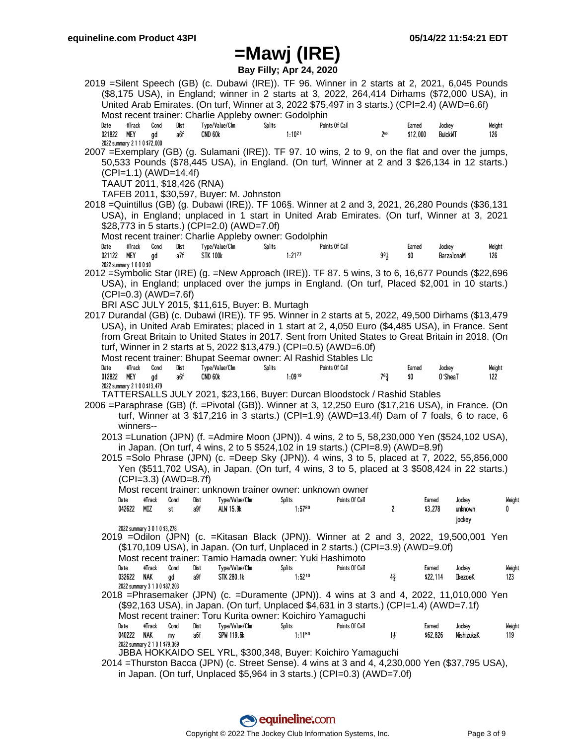# =Mawj (IRE)

**Bay Filly; Apr 24, 2020**

2019 =Silent Speech (GB) (c. Dubawi (IRE)). TF 96. Winner in 2 starts at 2, 2021, 6,045 Pounds ($8,175 USA), in England; winner in 2 starts at 3, 2022, 264,414 Dirhams ($72,000 USA), in United Arab Emirates. (On turf, Winner at 3, 2022 $75,497 in 3 starts.) (CPI=2.4) (AWD=6.6f)

Most recent trainer: Charlie Appleby owner: Godolphin

| Date | #Track | Cond | Dist | Type/Value/Clm | Splits | Points Of Call | | Earned | Jockey | Weight |
|---|---|---|---|---|---|---|---|---|---|---|
| 021822 | MEY | gd | a6f | CND 60k | 1:10[21] | | 2no | $12,000 | BuickWT | 126 |

2022 summary 2 1 1 0 $72,000

2007 =Exemplary (GB) (g. Sulamani (IRE)). TF 97. 10 wins, 2 to 9, on the flat and over the jumps, 50,533 Pounds ($78,445 USA), in England. (On turf, Winner at 2 and 3 $26,134 in 12 starts.) (CPI=1.1) (AWD=14.4f)

TAAUT 2011, $18,426 (RNA)

TAFEB 2011, $30,597, Buyer: M. Johnston

2018 =Quintillus (GB) (g. Dubawi (IRE)). TF 106§. Winner at 2 and 3, 2021, 26,280 Pounds ($36,131 USA), in England; unplaced in 1 start in United Arab Emirates. (On turf, Winner at 3, 2021 $28,773 in 5 starts.) (CPI=2.0) (AWD=7.0f)

Most recent trainer: Charlie Appleby owner: Godolphin

| Date | #Track | Cond | Dist | Type/Value/Clm | Splits | Points Of Call | | Earned | Jockey | Weight |
|---|---|---|---|---|---|---|---|---|---|---|
| 021122 | MEY | gd | a7f | STK 100k | 1:21[77] | | 9 1/2 | $0 | BarzalonaM | 126 |

2022 summary 1 0 0 0 $0

2012 =Symbolic Star (IRE) (g. =New Approach (IRE)). TF 87. 5 wins, 3 to 6, 16,677 Pounds ($22,696 USA), in England; unplaced over the jumps in England. (On turf, Placed $2,001 in 10 starts.) (CPI=0.3) (AWD=7.6f)

BRI ASC JULY 2015, $11,615, Buyer: B. Murtagh

2017 Durandal (GB) (c. Dubawi (IRE)). TF 95. Winner in 2 starts at 5, 2022, 49,500 Dirhams ($13,479 USA), in United Arab Emirates; placed in 1 start at 2, 4,050 Euro ($4,485 USA), in France. Sent from Great Britain to United States in 2017. Sent from United States to Great Britain in 2018. (On turf, Winner in 2 starts at 5, 2022 $13,479.) (CPI=0.5) (AWD=6.0f)

Most recent trainer: Bhupat Seemar owner: Al Rashid Stables Llc

| Date | #Track | Cond | Dist | Type/Value/Clm | Splits | Points Of Call | | Earned | Jockey | Weight |
|---|---|---|---|---|---|---|---|---|---|---|
| 012822 | MEY | gd | a6f | CND 60k | 1:09[19] | | 7 6 3/4 | $0 | O'SheaT | 122 |

2022 summary 2 1 0 0 $13,479

TATTERSALLS JULY 2021, $23,166, Buyer: Durcan Bloodstock / Rashid Stables

2006 =Paraphrase (GB) (f. =Pivotal (GB)). Winner at 3, 12,250 Euro ($17,216 USA), in France. (On turf, Winner at 3 $17,216 in 3 starts.) (CPI=1.9) (AWD=13.4f) Dam of 7 foals, 6 to race, 6 winners--

2013 =Lunation (JPN) (f. =Admire Moon (JPN)). 4 wins, 2 to 5, 58,230,000 Yen ($524,102 USA), in Japan. (On turf, 4 wins, 2 to 5 $524,102 in 19 starts.) (CPI=8.9) (AWD=8.9f)

2015 =Solo Phrase (JPN) (c. =Deep Sky (JPN)). 4 wins, 3 to 5, placed at 7, 2022, 55,856,000 Yen ($511,702 USA), in Japan. (On turf, 4 wins, 3 to 5, placed at 3 $508,424 in 22 starts.) (CPI=3.3) (AWD=8.7f)

Most recent trainer: unknown trainer owner: unknown owner

| Date | #Track | Cond | Dist | Type/Value/Clm | Splits | Points Of Call | | Earned | Jockey | Weight |
|---|---|---|---|---|---|---|---|---|---|---|
| 042622 | MIZ | st | a9f | ALW 15.9k | 1:57[80] | | 2 | $3,278 | unknown jockey | 0 |

2022 summary 3 0 1 0 $3,278

2019 =Odilon (JPN) (c. =Kitasan Black (JPN)). Winner at 2 and 3, 2022, 19,500,001 Yen ($170,109 USA), in Japan. (On turf, Unplaced in 2 starts.) (CPI=3.9) (AWD=9.0f)

Most recent trainer: Tamio Hamada owner: Yuki Hashimoto

| Date | #Track | Cond | Dist | Type/Value/Clm | Splits | Points Of Call | | Earned | Jockey | Weight |
|---|---|---|---|---|---|---|---|---|---|---|
| 032622 | NAK | gd | a9f | STK 280.1k | 1:52[10] | | 4 3/4 | $22,114 | IkezoeK | 123 |

2022 summary 3 1 0 0 $87,203

2018 =Phrasemaker (JPN) (c. =Duramente (JPN)). 4 wins at 3 and 4, 2022, 11,010,000 Yen ($92,163 USA), in Japan. (On turf, Unplaced $4,631 in 3 starts.) (CPI=1.4) (AWD=7.1f)

Most recent trainer: Toru Kurita owner: Koichiro Yamaguchi

| Date | #Track | Cond | Dist | Type/Value/Clm | Splits | Points Of Call | | Earned | Jockey | Weight |
|---|---|---|---|---|---|---|---|---|---|---|
| 040222 | NAK | my | a6f | SPW 119.6k | 1:11[50] | | 1 1/2 | $62,826 | NishizukaK | 119 |

2022 summary 2 1 0 1 $79,369

JBBA HOKKAIDO SEL YRL, $300,348, Buyer: Koichiro Yamaguchi

2014 =Thurston Bacca (JPN) (c. Street Sense). 4 wins at 3 and 4, 4,230,000 Yen ($37,795 USA), in Japan. (On turf, Unplaced $5,964 in 3 starts.) (CPI=0.3) (AWD=7.0f)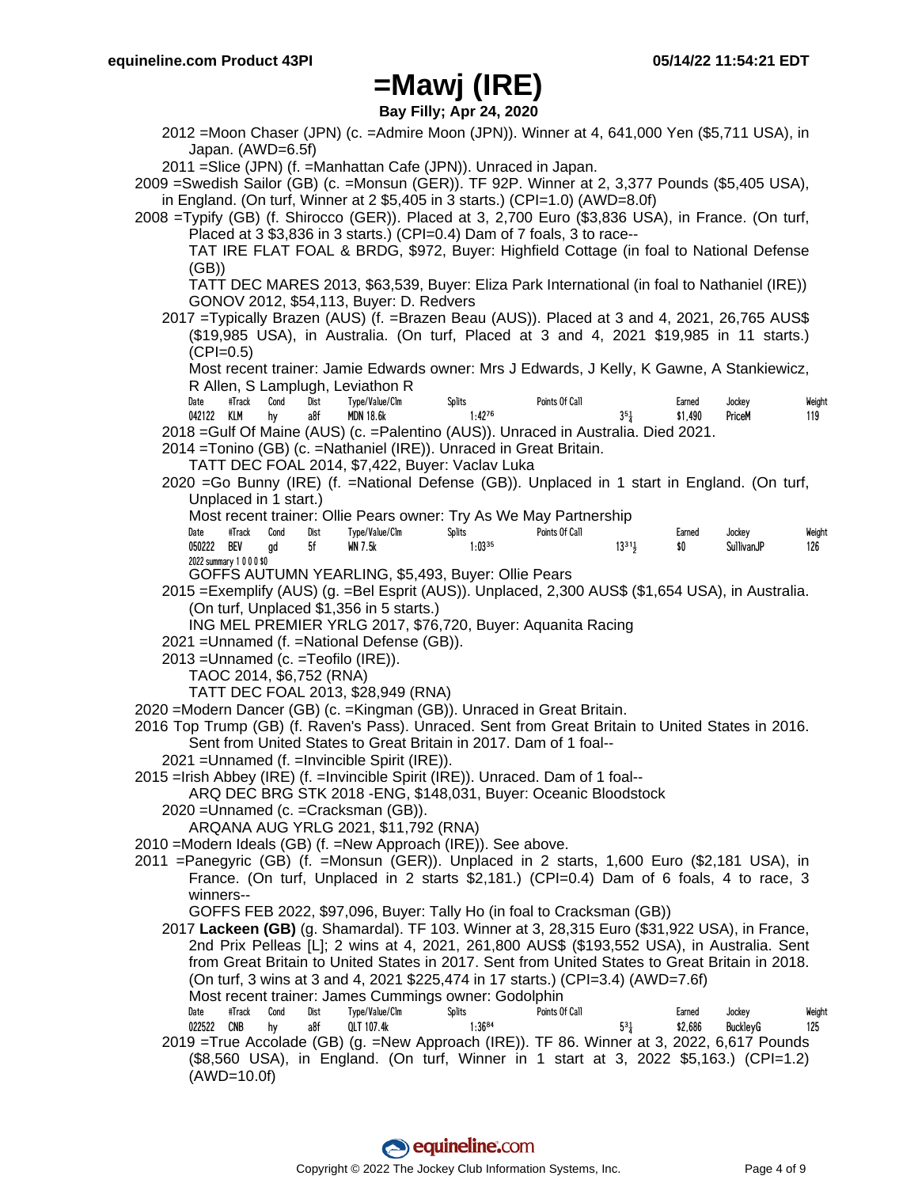# =Mawj (IRE)

**Bay Filly; Apr 24, 2020**

2012 =Moon Chaser (JPN) (c. =Admire Moon (JPN)). Winner at 4, 641,000 Yen ($5,711 USA), in Japan. (AWD=6.5f)

2011 =Slice (JPN) (f. =Manhattan Cafe (JPN)). Unraced in Japan.

2009 =Swedish Sailor (GB) (c. =Monsun (GER)). TF 92P. Winner at 2, 3,377 Pounds ($5,405 USA), in England. (On turf, Winner at 2 $5,405 in 3 starts.) (CPI=1.0) (AWD=8.0f)

2008 =Typify (GB) (f. Shirocco (GER)). Placed at 3, 2,700 Euro ($3,836 USA), in France. (On turf, Placed at 3 $3,836 in 3 starts.) (CPI=0.4) Dam of 7 foals, 3 to race--

TAT IRE FLAT FOAL & BRDG, $972, Buyer: Highfield Cottage (in foal to National Defense (GB))

TATT DEC MARES 2013, $63,539, Buyer: Eliza Park International (in foal to Nathaniel (IRE))

GONOV 2012, $54,113, Buyer: D. Redvers

2017 =Typically Brazen (AUS) (f. =Brazen Beau (AUS)). Placed at 3 and 4, 2021, 26,765 AUS$ ($19,985 USA), in Australia. (On turf, Placed at 3 and 4, 2021 $19,985 in 11 starts.) (CPI=0.5)

Most recent trainer: Jamie Edwards owner: Mrs J Edwards, J Kelly, K Gawne, A Stankiewicz, R Allen, S Lamplugh, Leviathon R

| Date | #Track | Cond | Dist | Type/Value/Clm | Splits | Points Of Call | Earned | Jockey | Weight |
|---|---|---|---|---|---|---|---|---|---|
| 042122 | KLM | hy | a8f | MDN 18.6k | 1:42[76] | 3[5¼] | $1,490 | PriceM | 119 |

2018 =Gulf Of Maine (AUS) (c. =Palentino (AUS)). Unraced in Australia. Died 2021.

2014 =Tonino (GB) (c. =Nathaniel (IRE)). Unraced in Great Britain.

TATT DEC FOAL 2014, $7,422, Buyer: Vaclav Luka

2020 =Go Bunny (IRE) (f. =National Defense (GB)). Unplaced in 1 start in England. (On turf, Unplaced in 1 start.)

Most recent trainer: Ollie Pears owner: Try As We May Partnership

| Date | #Track | Cond | Dist | Type/Value/Clm | Splits | Points Of Call | Earned | Jockey | Weight |
|---|---|---|---|---|---|---|---|---|---|
| 050222 | BEV | gd | 5f | WN 7.5k | 1:03[35] | 13[31½] | $0 | SullivanJP | 126 |

2022 summary 1 0 0 0 $0

GOFFS AUTUMN YEARLING, $5,493, Buyer: Ollie Pears

2015 =Exemplify (AUS) (g. =Bel Esprit (AUS)). Unplaced, 2,300 AUS$ ($1,654 USA), in Australia. (On turf, Unplaced $1,356 in 5 starts.)

ING MEL PREMIER YRLG 2017, $76,720, Buyer: Aquanita Racing

2021 =Unnamed (f. =National Defense (GB)).

2013 =Unnamed (c. =Teofilo (IRE)).

TAOC 2014, $6,752 (RNA)

TATT DEC FOAL 2013, $28,949 (RNA)

2020 =Modern Dancer (GB) (c. =Kingman (GB)). Unraced in Great Britain.

2016 Top Trump (GB) (f. Raven's Pass). Unraced. Sent from Great Britain to United States in 2016. Sent from United States to Great Britain in 2017. Dam of 1 foal--

2021 =Unnamed (f. =Invincible Spirit (IRE)).

2015 =Irish Abbey (IRE) (f. =Invincible Spirit (IRE)). Unraced. Dam of 1 foal--

ARQ DEC BRG STK 2018 -ENG, $148,031, Buyer: Oceanic Bloodstock

2020 =Unnamed (c. =Cracksman (GB)).

ARQANA AUG YRLG 2021, $11,792 (RNA)

2010 =Modern Ideals (GB) (f. =New Approach (IRE)). See above.

2011 =Panegyric (GB) (f. =Monsun (GER)). Unplaced in 2 starts, 1,600 Euro ($2,181 USA), in France. (On turf, Unplaced in 2 starts $2,181.) (CPI=0.4) Dam of 6 foals, 4 to race, 3 winners--

GOFFS FEB 2022, $97,096, Buyer: Tally Ho (in foal to Cracksman (GB))

2017 **Lackeen (GB)** (g. Shamardal). TF 103. Winner at 3, 28,315 Euro ($31,922 USA), in France, 2nd Prix Pelleas [L]; 2 wins at 4, 2021, 261,800 AUS$ ($193,552 USA), in Australia. Sent from Great Britain to United States in 2017. Sent from United States to Great Britain in 2018. (On turf, 3 wins at 3 and 4, 2021 $225,474 in 17 starts.) (CPI=3.4) (AWD=7.6f)

Most recent trainer: James Cummings owner: Godolphin

| Date | #Track | Cond | Dist | Type/Value/Clm | Splits | Points Of Call | Earned | Jockey | Weight |
|---|---|---|---|---|---|---|---|---|---|
| 022522 | CNB | hy | a8f | QLT 107.4k | 1:36[84] | 5[3¼] | $2,686 | BuckleyG | 125 |

2019 =True Accolade (GB) (g. =New Approach (IRE)). TF 86. Winner at 3, 2022, 6,617 Pounds ($8,560 USA), in England. (On turf, Winner in 1 start at 3, 2022 $5,163.) (CPI=1.2) (AWD=10.0f)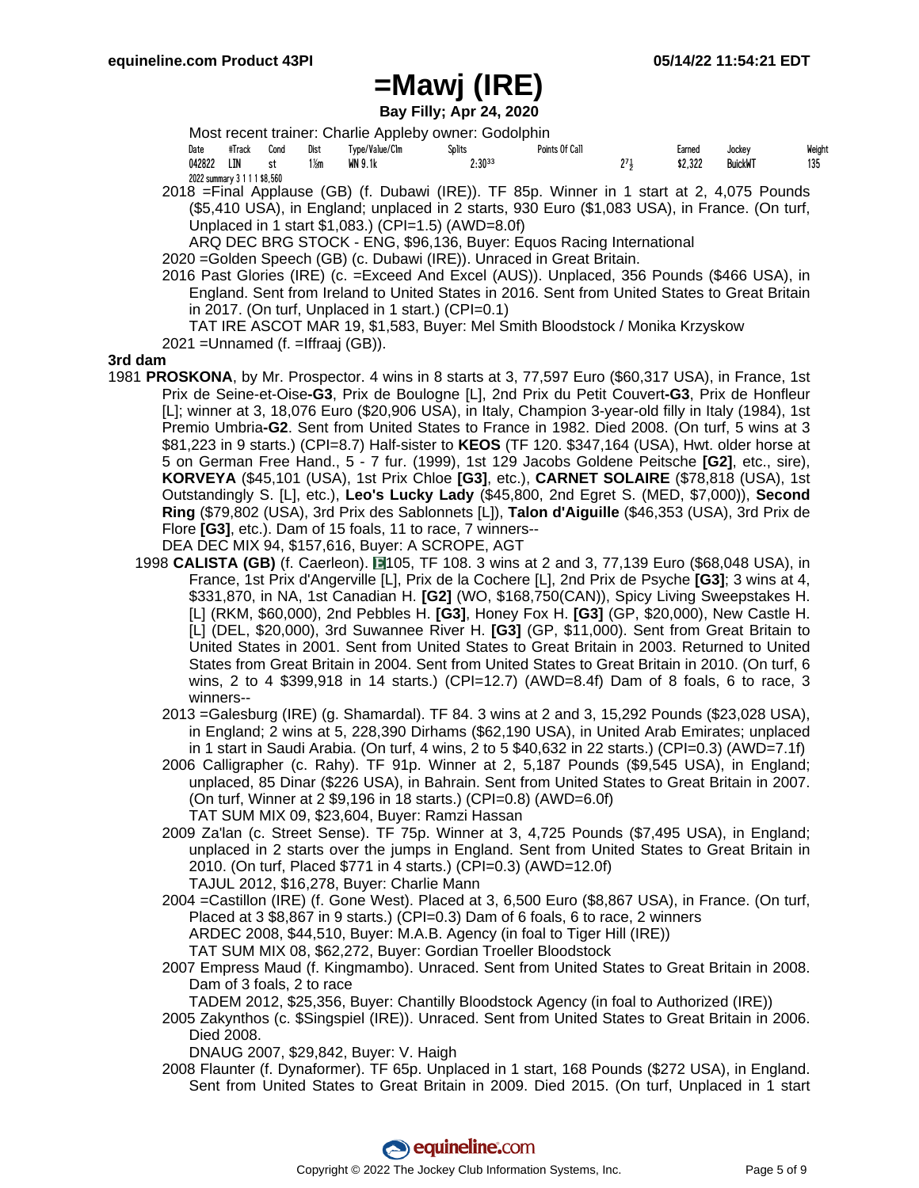# =Mawj (IRE)

**Bay Filly; Apr 24, 2020**

Most recent trainer: Charlie Appleby owner: Godolphin

| Date | #Track | Cond | Dist | Type/Value/Clm | Splits | Points Of Call | | Earned | Jockey | Weight |
|---|---|---|---|---|---|---|---|---|---|---|
| 042822 | LIN | st | 1⅛m | WN 9.1k | 2:30³³ | | 2⁷½ | $2,322 | BuickWT | 135 |

2022 summary 3 1 1 1 $8,560

2018 =Final Applause (GB) (f. Dubawi (IRE)). TF 85p. Winner in 1 start at 2, 4,075 Pounds ($5,410 USA), in England; unplaced in 2 starts, 930 Euro ($1,083 USA), in France. (On turf, Unplaced in 1 start $1,083.) (CPI=1.5) (AWD=8.0f)
ARQ DEC BRG STOCK - ENG, $96,136, Buyer: Equos Racing International

2020 =Golden Speech (GB) (c. Dubawi (IRE)). Unraced in Great Britain.

2016 Past Glories (IRE) (c. =Exceed And Excel (AUS)). Unplaced, 356 Pounds ($466 USA), in England. Sent from Ireland to United States in 2016. Sent from United States to Great Britain in 2017. (On turf, Unplaced in 1 start.) (CPI=0.1)
TAT IRE ASCOT MAR 19, $1,583, Buyer: Mel Smith Bloodstock / Monika Krzyskow

2021 =Unnamed (f. =Iffraaj (GB)).

### 3rd dam

1981 **PROSKONA**, by Mr. Prospector. 4 wins in 8 starts at 3, 77,597 Euro ($60,317 USA), in France, 1st Prix de Seine-et-Oise**-G3**, Prix de Boulogne [L], 2nd Prix du Petit Couvert**-G3**, Prix de Honfleur [L]; winner at 3, 18,076 Euro ($20,906 USA), in Italy, Champion 3-year-old filly in Italy (1984), 1st Premio Umbria**-G2**. Sent from United States to France in 1982. Died 2008. (On turf, 5 wins at 3 $81,223 in 9 starts.) (CPI=8.7) Half-sister to **KEOS** (TF 120. $347,164 (USA), Hwt. older horse at 5 on German Free Hand., 5 - 7 fur. (1999), 1st 129 Jacobs Goldene Peitsche **[G2]**, etc., sire), **KORVEYA** ($45,101 (USA), 1st Prix Chloe **[G3]**, etc.), **CARNET SOLAIRE** ($78,818 (USA), 1st Outstandingly S. [L], etc.), **Leo's Lucky Lady** ($45,800, 2nd Egret S. (MED, $7,000)), **Second Ring** ($79,802 (USA), 3rd Prix des Sablonnets [L]), **Talon d'Aiguille** ($46,353 (USA), 3rd Prix de Flore **[G3]**, etc.). Dam of 15 foals, 11 to race, 7 winners--
DEA DEC MIX 94, $157,616, Buyer: A SCROPE, AGT

1998 **CALISTA (GB)** (f. Caerleon). E105, TF 108. 3 wins at 2 and 3, 77,139 Euro ($68,048 USA), in France, 1st Prix d'Angerville [L], Prix de la Cochere [L], 2nd Prix de Psyche **[G3]**; 3 wins at 4, $331,870, in NA, 1st Canadian H. **[G2]** (WO, $168,750(CAN)), Spicy Living Sweepstakes H. [L] (RKM, $60,000), 2nd Pebbles H. **[G3]**, Honey Fox H. **[G3]** (GP, $20,000), New Castle H. [L] (DEL, $20,000), 3rd Suwannee River H. **[G3]** (GP, $11,000). Sent from Great Britain to United States in 2001. Sent from United States to Great Britain in 2003. Returned to United States from Great Britain in 2004. Sent from United States to Great Britain in 2010. (On turf, 6 wins, 2 to 4 $399,918 in 14 starts.) (CPI=12.7) (AWD=8.4f) Dam of 8 foals, 6 to race, 3 winners--

2013 =Galesburg (IRE) (g. Shamardal). TF 84. 3 wins at 2 and 3, 15,292 Pounds ($23,028 USA), in England; 2 wins at 5, 228,390 Dirhams ($62,190 USA), in United Arab Emirates; unplaced in 1 start in Saudi Arabia. (On turf, 4 wins, 2 to 5 $40,632 in 22 starts.) (CPI=0.3) (AWD=7.1f)

2006 Calligrapher (c. Rahy). TF 91p. Winner at 2, 5,187 Pounds ($9,545 USA), in England; unplaced, 85 Dinar ($226 USA), in Bahrain. Sent from United States to Great Britain in 2007. (On turf, Winner at 2 $9,196 in 18 starts.) (CPI=0.8) (AWD=6.0f)
TAT SUM MIX 09, $23,604, Buyer: Ramzi Hassan

2009 Za'lan (c. Street Sense). TF 75p. Winner at 3, 4,725 Pounds ($7,495 USA), in England; unplaced in 2 starts over the jumps in England. Sent from United States to Great Britain in 2010. (On turf, Placed $771 in 4 starts.) (CPI=0.3) (AWD=12.0f)
TAJUL 2012, $16,278, Buyer: Charlie Mann

2004 =Castillon (IRE) (f. Gone West). Placed at 3, 6,500 Euro ($8,867 USA), in France. (On turf, Placed at 3 $8,867 in 9 starts.) (CPI=0.3) Dam of 6 foals, 6 to race, 2 winners
ARDEC 2008, $44,510, Buyer: M.A.B. Agency (in foal to Tiger Hill (IRE))
TAT SUM MIX 08, $62,272, Buyer: Gordian Troeller Bloodstock

2007 Empress Maud (f. Kingmambo). Unraced. Sent from United States to Great Britain in 2008. Dam of 3 foals, 2 to race
TADEM 2012, $25,356, Buyer: Chantilly Bloodstock Agency (in foal to Authorized (IRE))

2005 Zakynthos (c. $Singspiel (IRE)). Unraced. Sent from United States to Great Britain in 2006. Died 2008.
DNAUG 2007, $29,842, Buyer: V. Haigh

2008 Flaunter (f. Dynaformer). TF 65p. Unplaced in 1 start, 168 Pounds ($272 USA), in England. Sent from United States to Great Britain in 2009. Died 2015. (On turf, Unplaced in 1 start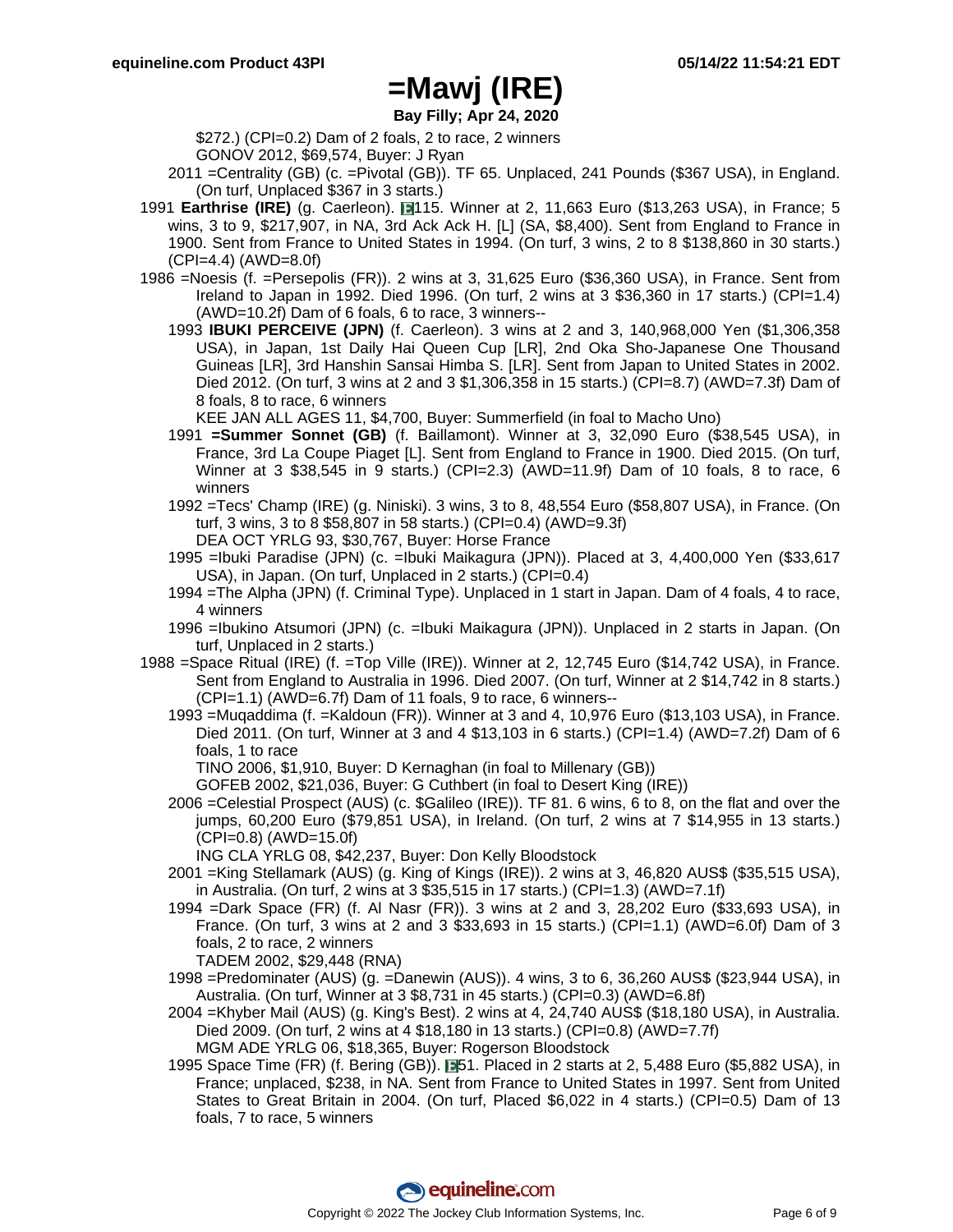# =Mawj (IRE)

**Bay Filly; Apr 24, 2020**

$272.) (CPI=0.2) Dam of 2 foals, 2 to race, 2 winners
GONOV 2012, $69,574, Buyer: J Ryan

2011 =Centrality (GB) (c. =Pivotal (GB)). TF 65. Unplaced, 241 Pounds ($367 USA), in England. (On turf, Unplaced $367 in 3 starts.)

1991 **Earthrise (IRE)** (g. Caerleon). E115. Winner at 2, 11,663 Euro ($13,263 USA), in France; 5 wins, 3 to 9, $217,907, in NA, 3rd Ack Ack H. [L] (SA, $8,400). Sent from England to France in 1900. Sent from France to United States in 1994. (On turf, 3 wins, 2 to 8 $138,860 in 30 starts.) (CPI=4.4) (AWD=8.0f)

1986 =Noesis (f. =Persepolis (FR)). 2 wins at 3, 31,625 Euro ($36,360 USA), in France. Sent from Ireland to Japan in 1992. Died 1996. (On turf, 2 wins at 3 $36,360 in 17 starts.) (CPI=1.4) (AWD=10.2f) Dam of 6 foals, 6 to race, 3 winners--

1993 **IBUKI PERCEIVE (JPN)** (f. Caerleon). 3 wins at 2 and 3, 140,968,000 Yen ($1,306,358 USA), in Japan, 1st Daily Hai Queen Cup [LR], 2nd Oka Sho-Japanese One Thousand Guineas [LR], 3rd Hanshin Sansai Himba S. [LR]. Sent from Japan to United States in 2002. Died 2012. (On turf, 3 wins at 2 and 3 $1,306,358 in 15 starts.) (CPI=8.7) (AWD=7.3f) Dam of 8 foals, 8 to race, 6 winners
KEE JAN ALL AGES 11, $4,700, Buyer: Summerfield (in foal to Macho Uno)

1991 **=Summer Sonnet (GB)** (f. Baillamont). Winner at 3, 32,090 Euro ($38,545 USA), in France, 3rd La Coupe Piaget [L]. Sent from England to France in 1900. Died 2015. (On turf, Winner at 3 $38,545 in 9 starts.) (CPI=2.3) (AWD=11.9f) Dam of 10 foals, 8 to race, 6 winners

1992 =Tecs' Champ (IRE) (g. Niniski). 3 wins, 3 to 8, 48,554 Euro ($58,807 USA), in France. (On turf, 3 wins, 3 to 8 $58,807 in 58 starts.) (CPI=0.4) (AWD=9.3f)
DEA OCT YRLG 93, $30,767, Buyer: Horse France

1995 =Ibuki Paradise (JPN) (c. =Ibuki Maikagura (JPN)). Placed at 3, 4,400,000 Yen ($33,617 USA), in Japan. (On turf, Unplaced in 2 starts.) (CPI=0.4)

1994 =The Alpha (JPN) (f. Criminal Type). Unplaced in 1 start in Japan. Dam of 4 foals, 4 to race, 4 winners

1996 =Ibukino Atsumori (JPN) (c. =Ibuki Maikagura (JPN)). Unplaced in 2 starts in Japan. (On turf, Unplaced in 2 starts.)

1988 =Space Ritual (IRE) (f. =Top Ville (IRE)). Winner at 2, 12,745 Euro ($14,742 USA), in France. Sent from England to Australia in 1996. Died 2007. (On turf, Winner at 2 $14,742 in 8 starts.) (CPI=1.1) (AWD=6.7f) Dam of 11 foals, 9 to race, 6 winners--

1993 =Muqaddima (f. =Kaldoun (FR)). Winner at 3 and 4, 10,976 Euro ($13,103 USA), in France. Died 2011. (On turf, Winner at 3 and 4 $13,103 in 6 starts.) (CPI=1.4) (AWD=7.2f) Dam of 6 foals, 1 to race
TINO 2006, $1,910, Buyer: D Kernaghan (in foal to Millenary (GB))
GOFEB 2002, $21,036, Buyer: G Cuthbert (in foal to Desert King (IRE))

2006 =Celestial Prospect (AUS) (c. $Galileo (IRE)). TF 81. 6 wins, 6 to 8, on the flat and over the jumps, 60,200 Euro ($79,851 USA), in Ireland. (On turf, 2 wins at 7 $14,955 in 13 starts.) (CPI=0.8) (AWD=15.0f)
ING CLA YRLG 08, $42,237, Buyer: Don Kelly Bloodstock

2001 =King Stellamark (AUS) (g. King of Kings (IRE)). 2 wins at 3, 46,820 AUS$ ($35,515 USA), in Australia. (On turf, 2 wins at 3 $35,515 in 17 starts.) (CPI=1.3) (AWD=7.1f)

1994 =Dark Space (FR) (f. Al Nasr (FR)). 3 wins at 2 and 3, 28,202 Euro ($33,693 USA), in France. (On turf, 3 wins at 2 and 3 $33,693 in 15 starts.) (CPI=1.1) (AWD=6.0f) Dam of 3 foals, 2 to race, 2 winners
TADEM 2002, $29,448 (RNA)

1998 =Predominater (AUS) (g. =Danewin (AUS)). 4 wins, 3 to 6, 36,260 AUS$ ($23,944 USA), in Australia. (On turf, Winner at 3 $8,731 in 45 starts.) (CPI=0.3) (AWD=6.8f)

2004 =Khyber Mail (AUS) (g. King's Best). 2 wins at 4, 24,740 AUS$ ($18,180 USA), in Australia. Died 2009. (On turf, 2 wins at 4 $18,180 in 13 starts.) (CPI=0.8) (AWD=7.7f)
MGM ADE YRLG 06, $18,365, Buyer: Rogerson Bloodstock

1995 Space Time (FR) (f. Bering (GB)). E51. Placed in 2 starts at 2, 5,488 Euro ($5,882 USA), in France; unplaced, $238, in NA. Sent from France to United States in 1997. Sent from United States to Great Britain in 2004. (On turf, Placed $6,022 in 4 starts.) (CPI=0.5) Dam of 13 foals, 7 to race, 5 winners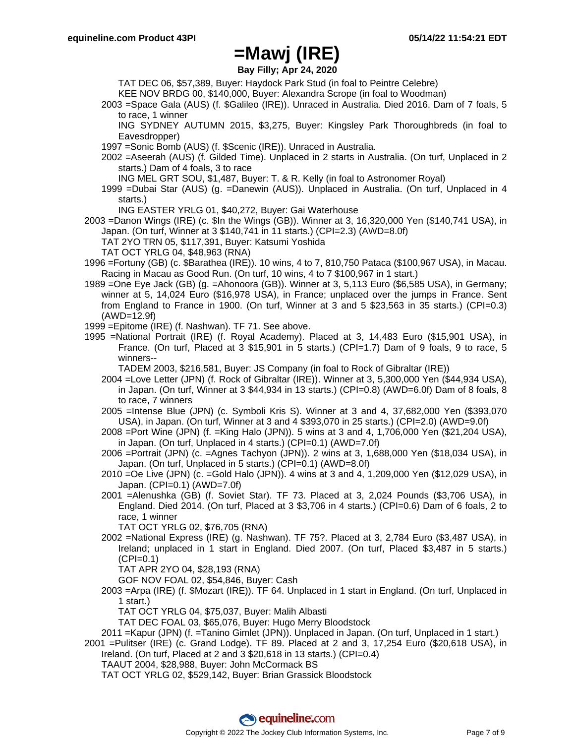# =Mawj (IRE)

**Bay Filly; Apr 24, 2020**

TAT DEC 06, $57,389, Buyer: Haydock Park Stud (in foal to Peintre Celebre)
KEE NOV BRDG 00, $140,000, Buyer: Alexandra Scrope (in foal to Woodman)

2003 =Space Gala (AUS) (f. $Galileo (IRE)). Unraced in Australia. Died 2016. Dam of 7 foals, 5 to race, 1 winner
ING SYDNEY AUTUMN 2015, $3,275, Buyer: Kingsley Park Thoroughbreds (in foal to Eavesdropper)

1997 =Sonic Bomb (AUS) (f. $Scenic (IRE)). Unraced in Australia.

2002 =Aseerah (AUS) (f. Gilded Time). Unplaced in 2 starts in Australia. (On turf, Unplaced in 2 starts.) Dam of 4 foals, 3 to race
ING MEL GRT SOU, $1,487, Buyer: T. & R. Kelly (in foal to Astronomer Royal)

1999 =Dubai Star (AUS) (g. =Danewin (AUS)). Unplaced in Australia. (On turf, Unplaced in 4 starts.)
ING EASTER YRLG 01, $40,272, Buyer: Gai Waterhouse

2003 =Danon Wings (IRE) (c. $In the Wings (GB)). Winner at 3, 16,320,000 Yen ($140,741 USA), in Japan. (On turf, Winner at 3 $140,741 in 11 starts.) (CPI=2.3) (AWD=8.0f)
TAT 2YO TRN 05, $117,391, Buyer: Katsumi Yoshida
TAT OCT YRLG 04, $48,963 (RNA)

1996 =Fortuny (GB) (c. $Barathea (IRE)). 10 wins, 4 to 7, 810,750 Pataca ($100,967 USA), in Macau. Racing in Macau as Good Run. (On turf, 10 wins, 4 to 7 $100,967 in 1 start.)

1989 =One Eye Jack (GB) (g. =Ahonoora (GB)). Winner at 3, 5,113 Euro ($6,585 USA), in Germany; winner at 5, 14,024 Euro ($16,978 USA), in France; unplaced over the jumps in France. Sent from England to France in 1900. (On turf, Winner at 3 and 5 $23,563 in 35 starts.) (CPI=0.3) (AWD=12.9f)

1999 =Epitome (IRE) (f. Nashwan). TF 71. See above.

1995 =National Portrait (IRE) (f. Royal Academy). Placed at 3, 14,483 Euro ($15,901 USA), in France. (On turf, Placed at 3 $15,901 in 5 starts.) (CPI=1.7) Dam of 9 foals, 9 to race, 5 winners--
TADEM 2003, $216,581, Buyer: JS Company (in foal to Rock of Gibraltar (IRE))

2004 =Love Letter (JPN) (f. Rock of Gibraltar (IRE)). Winner at 3, 5,300,000 Yen ($44,934 USA), in Japan. (On turf, Winner at 3 $44,934 in 13 starts.) (CPI=0.8) (AWD=6.0f) Dam of 8 foals, 8 to race, 7 winners

2005 =Intense Blue (JPN) (c. Symboli Kris S). Winner at 3 and 4, 37,682,000 Yen ($393,070 USA), in Japan. (On turf, Winner at 3 and 4 $393,070 in 25 starts.) (CPI=2.0) (AWD=9.0f)

2008 =Port Wine (JPN) (f. =King Halo (JPN)). 5 wins at 3 and 4, 1,706,000 Yen ($21,204 USA), in Japan. (On turf, Unplaced in 4 starts.) (CPI=0.1) (AWD=7.0f)

2006 =Portrait (JPN) (c. =Agnes Tachyon (JPN)). 2 wins at 3, 1,688,000 Yen ($18,034 USA), in Japan. (On turf, Unplaced in 5 starts.) (CPI=0.1) (AWD=8.0f)

2010 =Oe Live (JPN) (c. =Gold Halo (JPN)). 4 wins at 3 and 4, 1,209,000 Yen ($12,029 USA), in Japan. (CPI=0.1) (AWD=7.0f)

2001 =Alenushka (GB) (f. Soviet Star). TF 73. Placed at 3, 2,024 Pounds ($3,706 USA), in England. Died 2014. (On turf, Placed at 3 $3,706 in 4 starts.) (CPI=0.6) Dam of 6 foals, 2 to race, 1 winner
TAT OCT YRLG 02, $76,705 (RNA)

2002 =National Express (IRE) (g. Nashwan). TF 75?. Placed at 3, 2,784 Euro ($3,487 USA), in Ireland; unplaced in 1 start in England. Died 2007. (On turf, Placed $3,487 in 5 starts.) (CPI=0.1)
TAT APR 2YO 04, $28,193 (RNA)
GOF NOV FOAL 02, $54,846, Buyer: Cash

2003 =Arpa (IRE) (f. $Mozart (IRE)). TF 64. Unplaced in 1 start in England. (On turf, Unplaced in 1 start.)
TAT OCT YRLG 04, $75,037, Buyer: Malih Albasti
TAT DEC FOAL 03, $65,076, Buyer: Hugo Merry Bloodstock

2011 =Kapur (JPN) (f. =Tanino Gimlet (JPN)). Unplaced in Japan. (On turf, Unplaced in 1 start.)

2001 =Pulitser (IRE) (c. Grand Lodge). TF 89. Placed at 2 and 3, 17,254 Euro ($20,618 USA), in Ireland. (On turf, Placed at 2 and 3 $20,618 in 13 starts.) (CPI=0.4)
TAAUT 2004, $28,988, Buyer: John McCormack BS
TAT OCT YRLG 02, $529,142, Buyer: Brian Grassick Bloodstock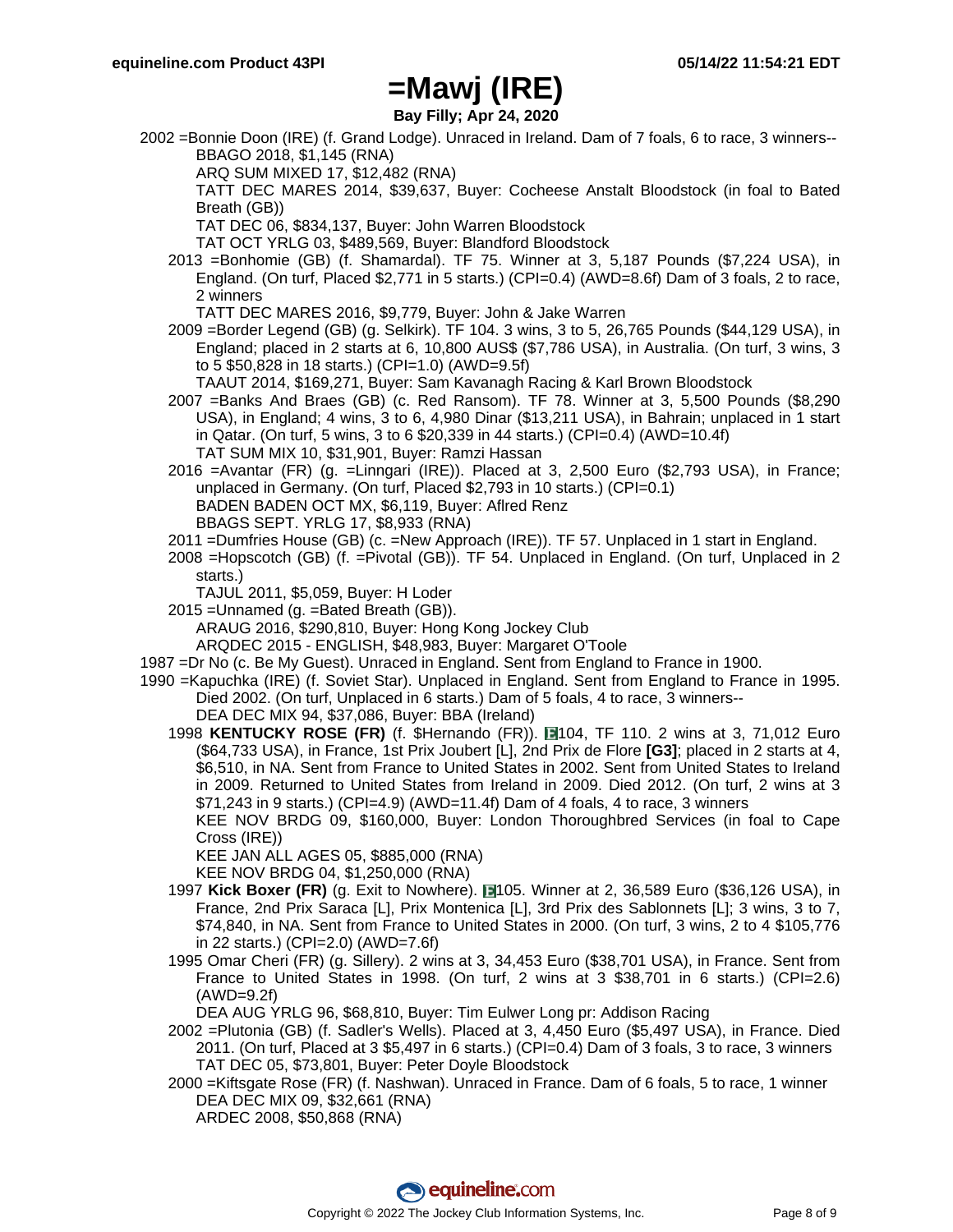# =Mawj (IRE)

**Bay Filly; Apr 24, 2020**

2002 =Bonnie Doon (IRE) (f. Grand Lodge). Unraced in Ireland. Dam of 7 foals, 6 to race, 3 winners--
BBAGO 2018, $1,145 (RNA)
ARQ SUM MIXED 17, $12,482 (RNA)
TATT DEC MARES 2014, $39,637, Buyer: Cocheese Anstalt Bloodstock (in foal to Bated Breath (GB))
TAT DEC 06, $834,137, Buyer: John Warren Bloodstock
TAT OCT YRLG 03, $489,569, Buyer: Blandford Bloodstock

2013 =Bonhomie (GB) (f. Shamardal). TF 75. Winner at 3, 5,187 Pounds ($7,224 USA), in England. (On turf, Placed $2,771 in 5 starts.) (CPI=0.4) (AWD=8.6f) Dam of 3 foals, 2 to race, 2 winners
TATT DEC MARES 2016, $9,779, Buyer: John & Jake Warren

2009 =Border Legend (GB) (g. Selkirk). TF 104. 3 wins, 3 to 5, 26,765 Pounds ($44,129 USA), in England; placed in 2 starts at 6, 10,800 AUS$ ($7,786 USA), in Australia. (On turf, 3 wins, 3 to 5 $50,828 in 18 starts.) (CPI=1.0) (AWD=9.5f)
TAAUT 2014, $169,271, Buyer: Sam Kavanagh Racing & Karl Brown Bloodstock

2007 =Banks And Braes (GB) (c. Red Ransom). TF 78. Winner at 3, 5,500 Pounds ($8,290 USA), in England; 4 wins, 3 to 6, 4,980 Dinar ($13,211 USA), in Bahrain; unplaced in 1 start in Qatar. (On turf, 5 wins, 3 to 6 $20,339 in 44 starts.) (CPI=0.4) (AWD=10.4f)
TAT SUM MIX 10, $31,901, Buyer: Ramzi Hassan

2016 =Avantar (FR) (g. =Linngari (IRE)). Placed at 3, 2,500 Euro ($2,793 USA), in France; unplaced in Germany. (On turf, Placed $2,793 in 10 starts.) (CPI=0.1)
BADEN BADEN OCT MX, $6,119, Buyer: Aflred Renz
BBAGS SEPT. YRLG 17, $8,933 (RNA)

2011 =Dumfries House (GB) (c. =New Approach (IRE)). TF 57. Unplaced in 1 start in England.

2008 =Hopscotch (GB) (f. =Pivotal (GB)). TF 54. Unplaced in England. (On turf, Unplaced in 2 starts.)
TAJUL 2011, $5,059, Buyer: H Loder

2015 =Unnamed (g. =Bated Breath (GB)).
ARAUG 2016, $290,810, Buyer: Hong Kong Jockey Club
ARQDEC 2015 - ENGLISH, $48,983, Buyer: Margaret O'Toole

1987 =Dr No (c. Be My Guest). Unraced in England. Sent from England to France in 1900.

1990 =Kapuchka (IRE) (f. Soviet Star). Unplaced in England. Sent from England to France in 1995. Died 2002. (On turf, Unplaced in 6 starts.) Dam of 5 foals, 4 to race, 3 winners--
DEA DEC MIX 94, $37,086, Buyer: BBA (Ireland)

1998 **KENTUCKY ROSE (FR)** (f. $Hernando (FR)). E104, TF 110. 2 wins at 3, 71,012 Euro ($64,733 USA), in France, 1st Prix Joubert [L], 2nd Prix de Flore **[G3]**; placed in 2 starts at 4, $6,510, in NA. Sent from France to United States in 2002. Sent from United States to Ireland in 2009. Returned to United States from Ireland in 2009. Died 2012. (On turf, 2 wins at 3 $71,243 in 9 starts.) (CPI=4.9) (AWD=11.4f) Dam of 4 foals, 4 to race, 3 winners
KEE NOV BRDG 09, $160,000, Buyer: London Thoroughbred Services (in foal to Cape Cross (IRE))
KEE JAN ALL AGES 05, $885,000 (RNA)
KEE NOV BRDG 04, $1,250,000 (RNA)

1997 **Kick Boxer (FR)** (g. Exit to Nowhere). E105. Winner at 2, 36,589 Euro ($36,126 USA), in France, 2nd Prix Saraca [L], Prix Montenica [L], 3rd Prix des Sablonnets [L]; 3 wins, 3 to 7, $74,840, in NA. Sent from France to United States in 2000. (On turf, 3 wins, 2 to 4 $105,776 in 22 starts.) (CPI=2.0) (AWD=7.6f)

1995 Omar Cheri (FR) (g. Sillery). 2 wins at 3, 34,453 Euro ($38,701 USA), in France. Sent from France to United States in 1998. (On turf, 2 wins at 3 $38,701 in 6 starts.) (CPI=2.6) (AWD=9.2f)
DEA AUG YRLG 96, $68,810, Buyer: Tim Eulwer Long pr: Addison Racing

2002 =Plutonia (GB) (f. Sadler's Wells). Placed at 3, 4,450 Euro ($5,497 USA), in France. Died 2011. (On turf, Placed at 3 $5,497 in 6 starts.) (CPI=0.4) Dam of 3 foals, 3 to race, 3 winners
TAT DEC 05, $73,801, Buyer: Peter Doyle Bloodstock

2000 =Kiftsgate Rose (FR) (f. Nashwan). Unraced in France. Dam of 6 foals, 5 to race, 1 winner
DEA DEC MIX 09, $32,661 (RNA)
ARDEC 2008, $50,868 (RNA)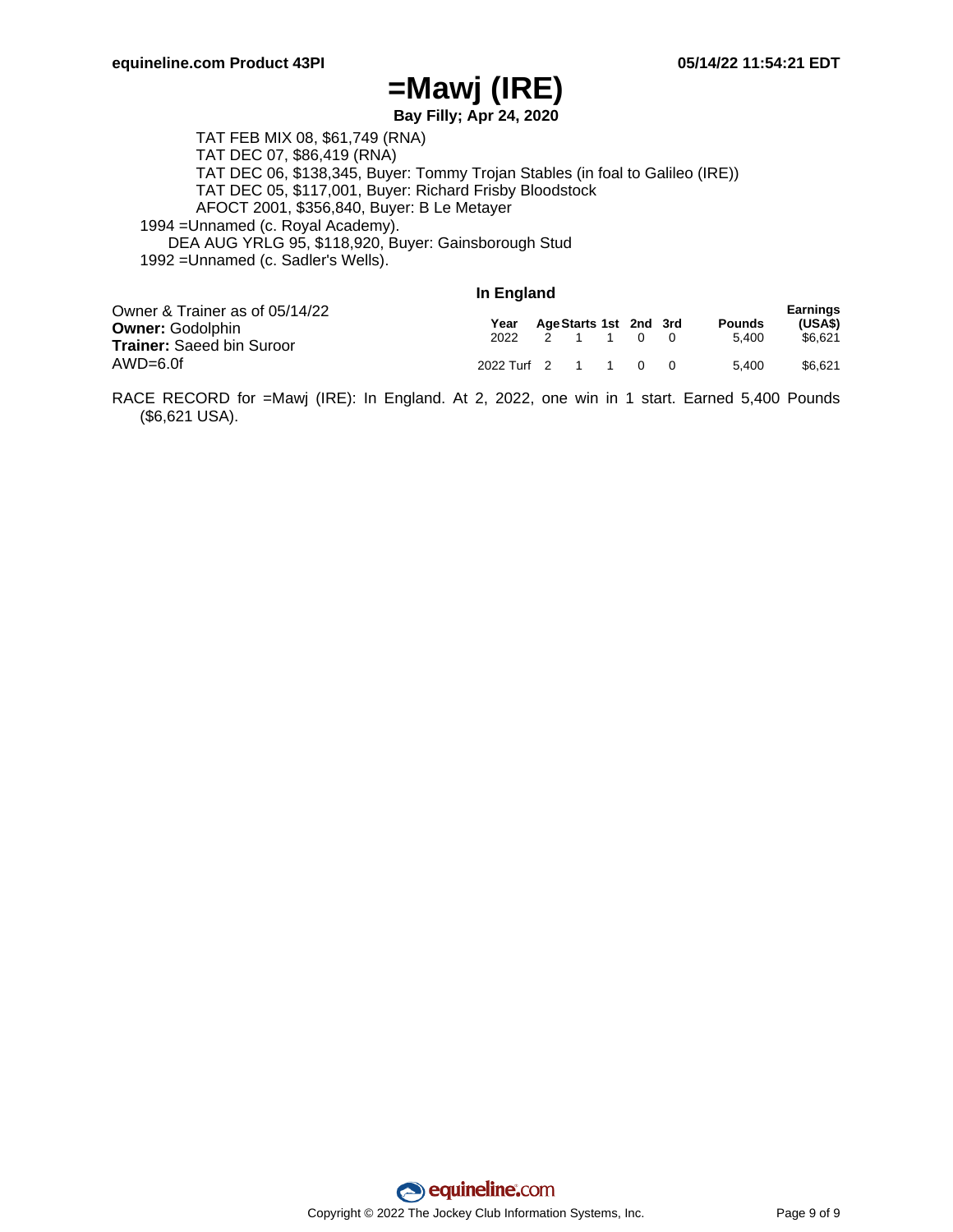# =Mawj (IRE)

**Bay Filly; Apr 24, 2020**

TAT FEB MIX 08, $61,749 (RNA)
TAT DEC 07, $86,419 (RNA)
TAT DEC 06, $138,345, Buyer: Tommy Trojan Stables (in foal to Galileo (IRE))
TAT DEC 05, $117,001, Buyer: Richard Frisby Bloodstock
AFOCT 2001, $356,840, Buyer: B Le Metayer

1994 =Unnamed (c. Royal Academy).
DEA AUG YRLG 95, $118,920, Buyer: Gainsborough Stud

1992 =Unnamed (c. Sadler's Wells).

Owner & Trainer as of 05/14/22
**Owner:** Godolphin
**Trainer:** Saeed bin Suroor
AWD=6.0f

**In England**

| Year | Age | Starts | 1st | 2nd | 3rd | Pounds | Earnings (USA$) |
|---|---|---|---|---|---|---|---|
| 2022 | 2 | 1 | 1 | 0 | 0 | 5,400 | $6,621 |
| 2022 Turf | 2 | 1 | 1 | 0 | 0 | 5,400 | $6,621 |

RACE RECORD for =Mawj (IRE): In England. At 2, 2022, one win in 1 start. Earned 5,400 Pounds ($6,621 USA).